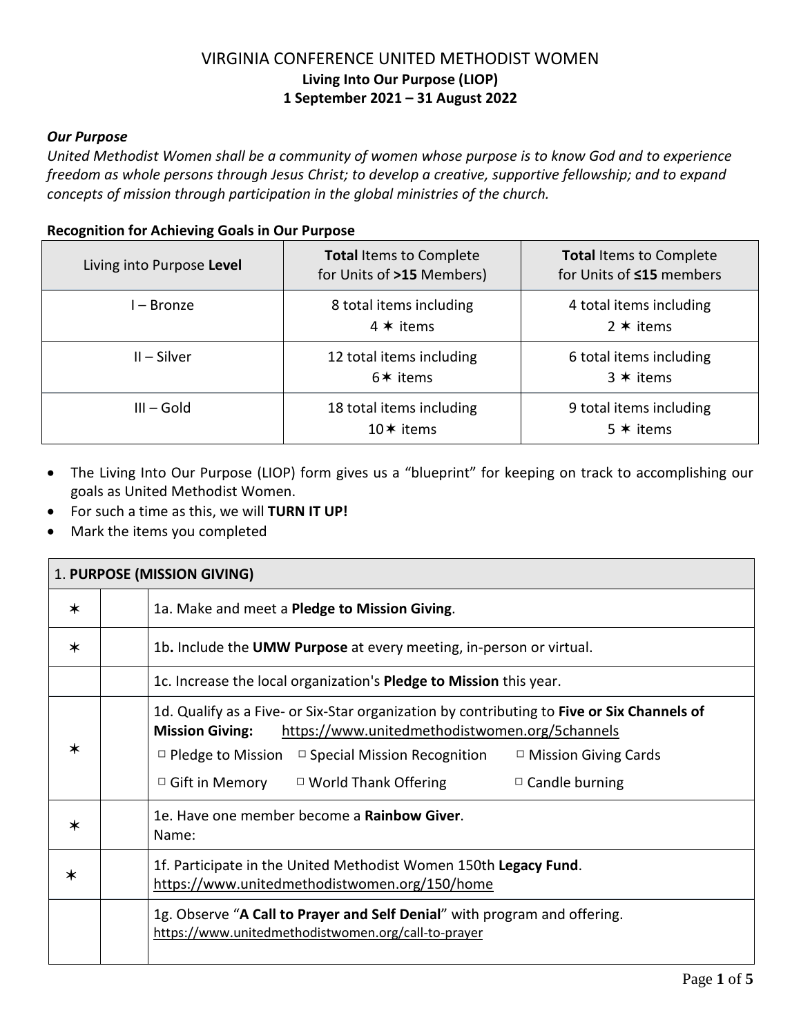# VIRGINIA CONFERENCE UNITED METHODIST WOMEN

**Living Into Our Purpose (LIOP)**
**1 September 2021 – 31 August 2022**

***Our Purpose***

*United Methodist Women shall be a community of women whose purpose is to know God and to experience freedom as whole persons through Jesus Christ; to develop a creative, supportive fellowship; and to expand concepts of mission through participation in the global ministries of the church.*

**Recognition for Achieving Goals in Our Purpose**

| Living into Purpose **Level** | **Total** Items to Complete for Units of **>15** Members) | **Total** Items to Complete for Units of **≤15** members |
|---|---|---|
| I – Bronze | 8 total items including 4 ✶ items | 4 total items including 2 ✶ items |
| II – Silver | 12 total items including 6✶ items | 6 total items including 3 ✶ items |
| III – Gold | 18 total items including 10✶ items | 9 total items including 5 ✶ items |

- The Living Into Our Purpose (LIOP) form gives us a "blueprint" for keeping on track to accomplishing our goals as United Methodist Women.
- For such a time as this, we will **TURN IT UP!**
- Mark the items you completed

| 1. **PURPOSE (MISSION GIVING)** | | |
|---|---|---|
| ✶ | | 1a. Make and meet a **Pledge to Mission Giving**. |
| ✶ | | 1b**.** Include the **UMW Purpose** at every meeting, in-person or virtual. |
| | | 1c. Increase the local organization's **Pledge to Mission** this year. |
| ✶ | | 1d. Qualify as a Five- or Six-Star organization by contributing to **Five or Six Channels of Mission Giving:** https://www.unitedmethodistwomen.org/5channels<br>□ Pledge to Mission □ Special Mission Recognition □ Mission Giving Cards<br>□ Gift in Memory □ World Thank Offering □ Candle burning |
| ✶ | | 1e. Have one member become a **Rainbow Giver**.<br>Name: |
| ✶ | | 1f. Participate in the United Methodist Women 150th **Legacy Fund**.<br>https://www.unitedmethodistwomen.org/150/home |
| | | 1g. Observe "**A Call to Prayer and Self Denial**" with program and offering.<br>https://www.unitedmethodistwomen.org/call-to-prayer |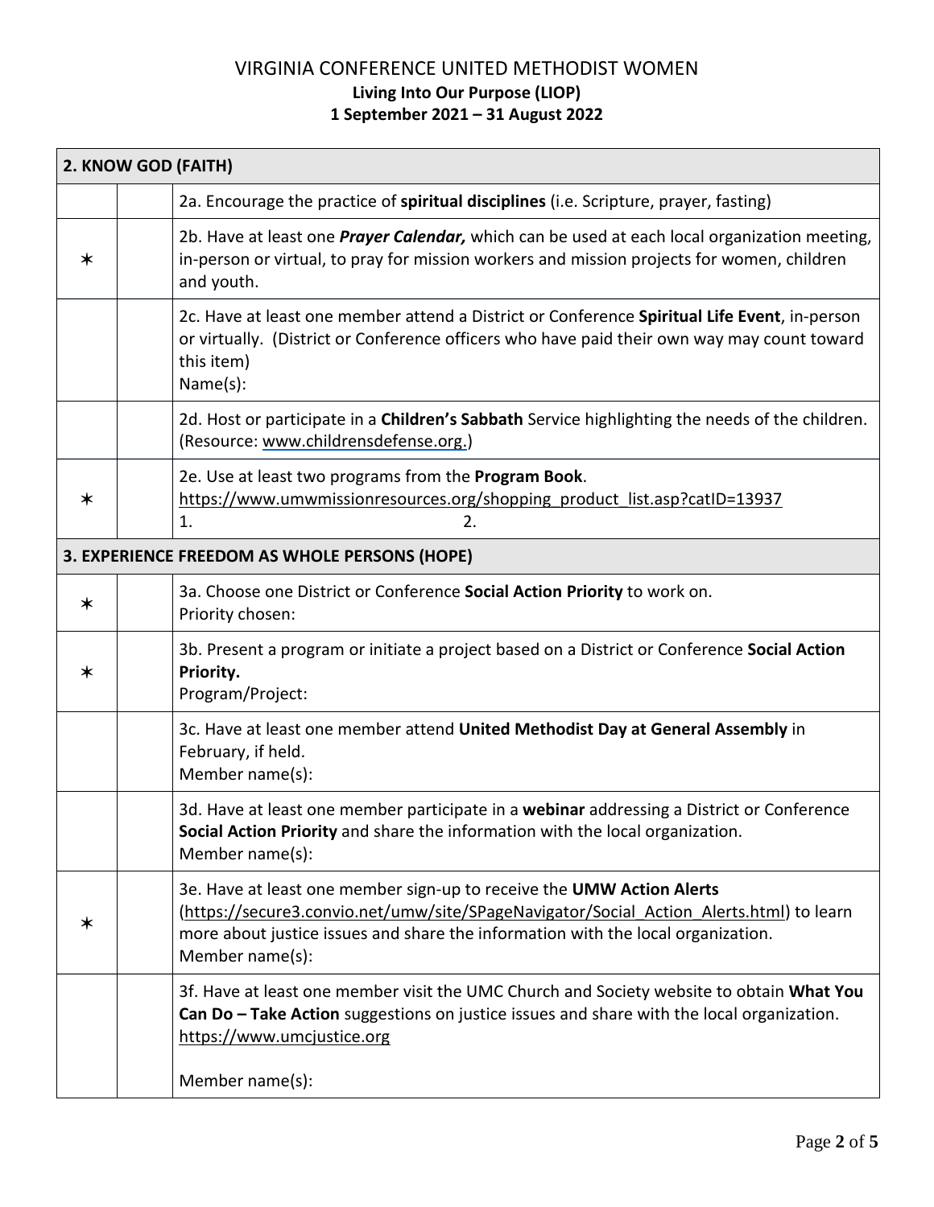# VIRGINIA CONFERENCE UNITED METHODIST WOMEN

**Living Into Our Purpose (LIOP)**

**1 September 2021 – 31 August 2022**

| | | |
|---|---|---|
| **2. KNOW GOD (FAITH)** | | |
| | | 2a. Encourage the practice of **spiritual disciplines** (i.e. Scripture, prayer, fasting) |
| ✶ | | 2b. Have at least one ***Prayer Calendar,*** which can be used at each local organization meeting, in-person or virtual, to pray for mission workers and mission projects for women, children and youth. |
| | | 2c. Have at least one member attend a District or Conference **Spiritual Life Event**, in-person or virtually. (District or Conference officers who have paid their own way may count toward this item)<br>Name(s): |
| | | 2d. Host or participate in a **Children's Sabbath** Service highlighting the needs of the children. (Resource: www.childrensdefense.org.) |
| ✶ | | 2e. Use at least two programs from the **Program Book**.<br>https://www.umwmissionresources.org/shopping_product_list.asp?catID=13937<br>1. 2. |
| **3. EXPERIENCE FREEDOM AS WHOLE PERSONS (HOPE)** | | |
| ✶ | | 3a. Choose one District or Conference **Social Action Priority** to work on.<br>Priority chosen: |
| ✶ | | 3b. Present a program or initiate a project based on a District or Conference **Social Action Priority.**<br>Program/Project: |
| | | 3c. Have at least one member attend **United Methodist Day at General Assembly** in February, if held.<br>Member name(s): |
| | | 3d. Have at least one member participate in a **webinar** addressing a District or Conference **Social Action Priority** and share the information with the local organization.<br>Member name(s): |
| ✶ | | 3e. Have at least one member sign-up to receive the **UMW Action Alerts** (https://secure3.convio.net/umw/site/SPageNavigator/Social_Action_Alerts.html) to learn more about justice issues and share the information with the local organization.<br>Member name(s): |
| | | 3f. Have at least one member visit the UMC Church and Society website to obtain **What You Can Do – Take Action** suggestions on justice issues and share with the local organization. https://www.umcjustice.org<br><br>Member name(s): |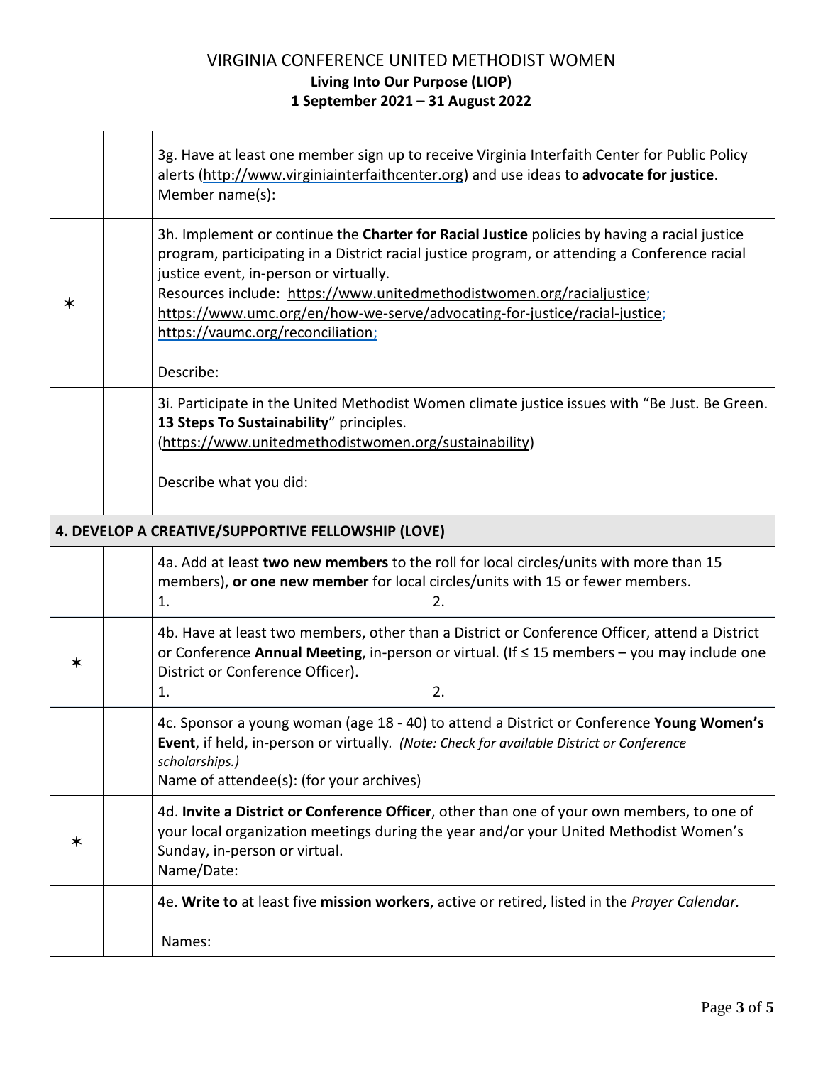# VIRGINIA CONFERENCE UNITED METHODIST WOMEN

**Living Into Our Purpose (LIOP)**

**1 September 2021 – 31 August 2022**

| | | |
|---|---|---|
| | | 3g. Have at least one member sign up to receive Virginia Interfaith Center for Public Policy alerts (http://www.virginiainterfaithcenter.org) and use ideas to **advocate for justice**.<br>Member name(s): |
| ✶ | | 3h. Implement or continue the **Charter for Racial Justice** policies by having a racial justice program, participating in a District racial justice program, or attending a Conference racial justice event, in-person or virtually.<br>Resources include: https://www.unitedmethodistwomen.org/racialjustice; https://www.umc.org/en/how-we-serve/advocating-for-justice/racial-justice; https://vaumc.org/reconciliation;<br><br>Describe: |
| | | 3i. Participate in the United Methodist Women climate justice issues with "Be Just. Be Green. **13 Steps To Sustainability**" principles.<br>(https://www.unitedmethodistwomen.org/sustainability)<br><br>Describe what you did: |
| **4. DEVELOP A CREATIVE/SUPPORTIVE FELLOWSHIP (LOVE)** | | |
| | | 4a. Add at least **two new members** to the roll for local circles/units with more than 15 members), **or one new member** for local circles/units with 15 or fewer members.<br>1. 2. |
| ✶ | | 4b. Have at least two members, other than a District or Conference Officer, attend a District or Conference **Annual Meeting**, in-person or virtual. (If ≤ 15 members – you may include one District or Conference Officer).<br>1. 2. |
| | | 4c. Sponsor a young woman (age 18 - 40) to attend a District or Conference **Young Women's Event**, if held, in-person or virtually. *(Note: Check for available District or Conference scholarships.)*<br>Name of attendee(s): (for your archives) |
| ✶ | | 4d. **Invite a District or Conference Officer**, other than one of your own members, to one of your local organization meetings during the year and/or your United Methodist Women's Sunday, in-person or virtual.<br>Name/Date: |
| | | 4e. **Write to** at least five **mission workers**, active or retired, listed in the *Prayer Calendar.*<br><br>Names: |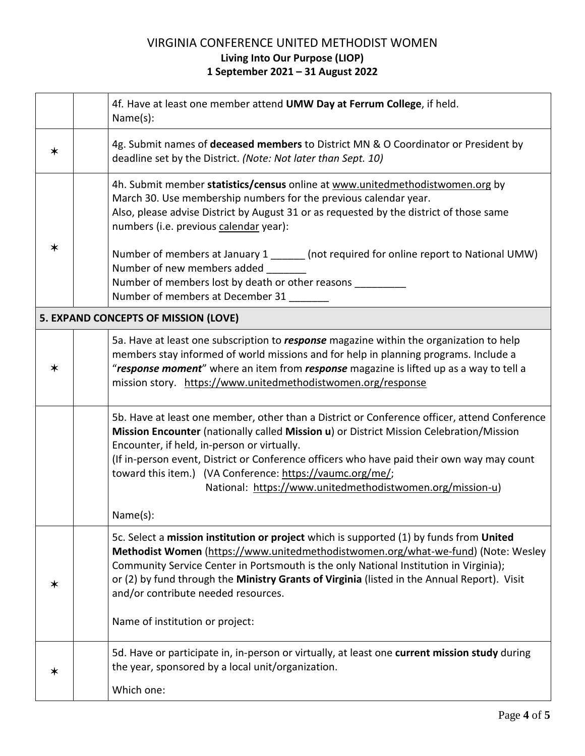# VIRGINIA CONFERENCE UNITED METHODIST WOMEN
**Living Into Our Purpose (LIOP)**
**1 September 2021 – 31 August 2022**

| | | |
|---|---|---|
| | | 4f. Have at least one member attend **UMW Day at Ferrum College**, if held.<br>Name(s): |
| ✶ | | 4g. Submit names of **deceased members** to District MN & O Coordinator or President by deadline set by the District. *(Note: Not later than Sept. 10)* |
| ✶ | | 4h. Submit member **statistics/census** online at www.unitedmethodistwomen.org by March 30. Use membership numbers for the previous calendar year.<br>Also, please advise District by August 31 or as requested by the district of those same numbers (i.e. previous calendar year):<br><br>Number of members at January 1 ______ (not required for online report to National UMW)<br>Number of new members added _______<br>Number of members lost by death or other reasons _________<br>Number of members at December 31 _______ |
| **5. EXPAND CONCEPTS OF MISSION (LOVE)** | | |
| ✶ | | 5a. Have at least one subscription to ***response*** magazine within the organization to help members stay informed of world missions and for help in planning programs. Include a "***response moment***" where an item from ***response*** magazine is lifted up as a way to tell a mission story. https://www.unitedmethodistwomen.org/response |
| | | 5b. Have at least one member, other than a District or Conference officer, attend Conference **Mission Encounter** (nationally called **Mission u**) or District Mission Celebration/Mission Encounter, if held, in-person or virtually.<br>(If in-person event, District or Conference officers who have paid their own way may count toward this item.) (VA Conference: https://vaumc.org/me/;<br>National: https://www.unitedmethodistwomen.org/mission-u)<br><br>Name(s): |
| ✶ | | 5c. Select a **mission institution or project** which is supported (1) by funds from **United Methodist Women** (https://www.unitedmethodistwomen.org/what-we-fund) (Note: Wesley Community Service Center in Portsmouth is the only National Institution in Virginia);<br>or (2) by fund through the **Ministry Grants of Virginia** (listed in the Annual Report). Visit and/or contribute needed resources.<br><br>Name of institution or project: |
| ✶ | | 5d. Have or participate in, in-person or virtually, at least one **current mission study** during the year, sponsored by a local unit/organization.<br><br>Which one: |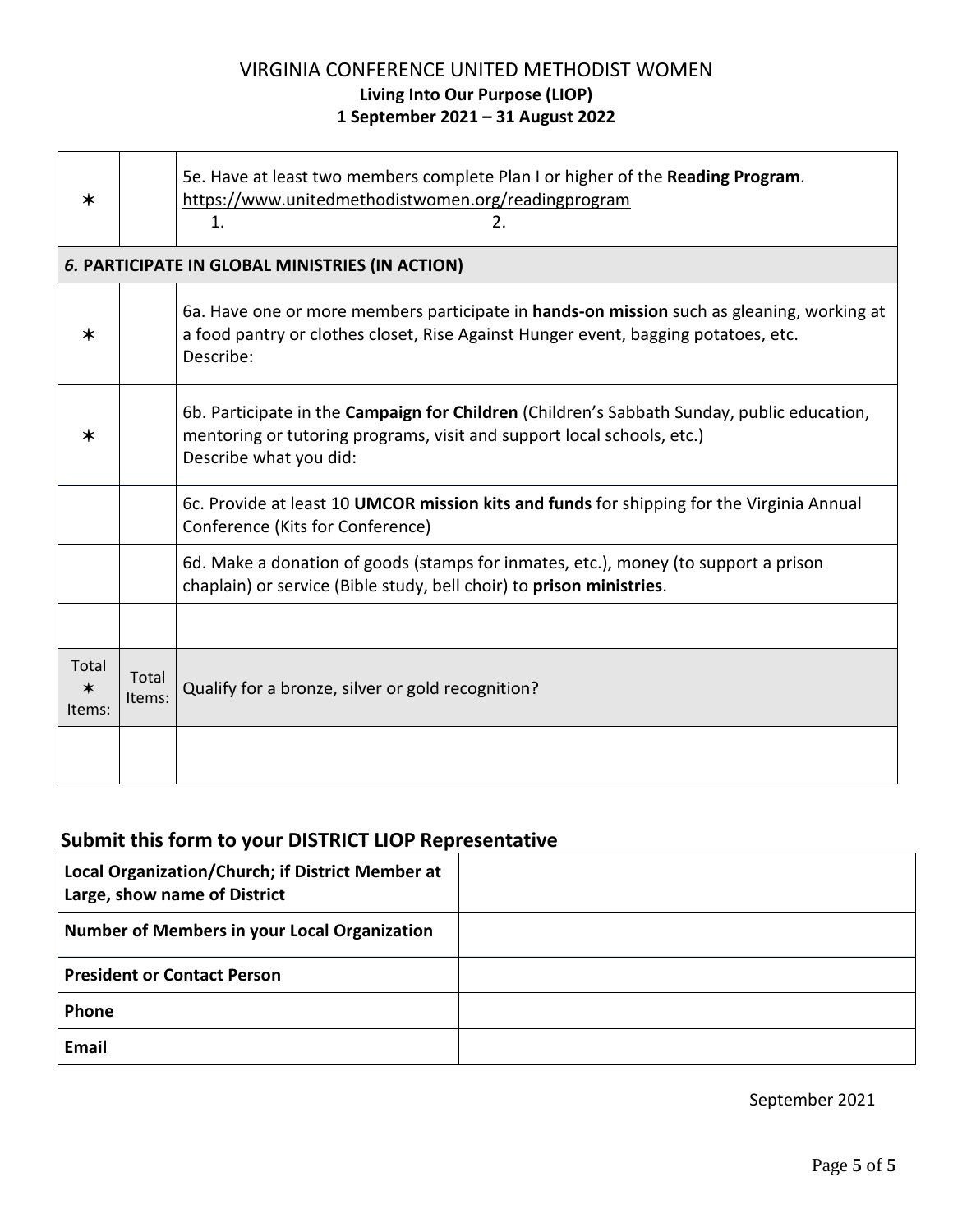# VIRGINIA CONFERENCE UNITED METHODIST WOMEN

**Living Into Our Purpose (LIOP)**
**1 September 2021 – 31 August 2022**

| | | |
|---|---|---|
| ✶ | | 5e. Have at least two members complete Plan I or higher of the **Reading Program**. https://www.unitedmethodistwomen.org/readingprogram<br>1. 2. |
| ***6.* PARTICIPATE IN GLOBAL MINISTRIES (IN ACTION)** | | |
| ✶ | | 6a. Have one or more members participate in **hands-on mission** such as gleaning, working at a food pantry or clothes closet, Rise Against Hunger event, bagging potatoes, etc.<br>Describe: |
| ✶ | | 6b. Participate in the **Campaign for Children** (Children's Sabbath Sunday, public education, mentoring or tutoring programs, visit and support local schools, etc.)<br>Describe what you did: |
| | | 6c. Provide at least 10 **UMCOR mission kits and funds** for shipping for the Virginia Annual Conference (Kits for Conference) |
| | | 6d. Make a donation of goods (stamps for inmates, etc.), money (to support a prison chaplain) or service (Bible study, bell choir) to **prison ministries**. |
| | | |
| Total ✶ Items: | Total Items: | Qualify for a bronze, silver or gold recognition? |
| | | |

## Submit this form to your DISTRICT LIOP Representative

| | |
|---|---|
| **Local Organization/Church; if District Member at Large, show name of District** | |
| **Number of Members in your Local Organization** | |
| **President or Contact Person** | |
| **Phone** | |
| **Email** | |

September 2021